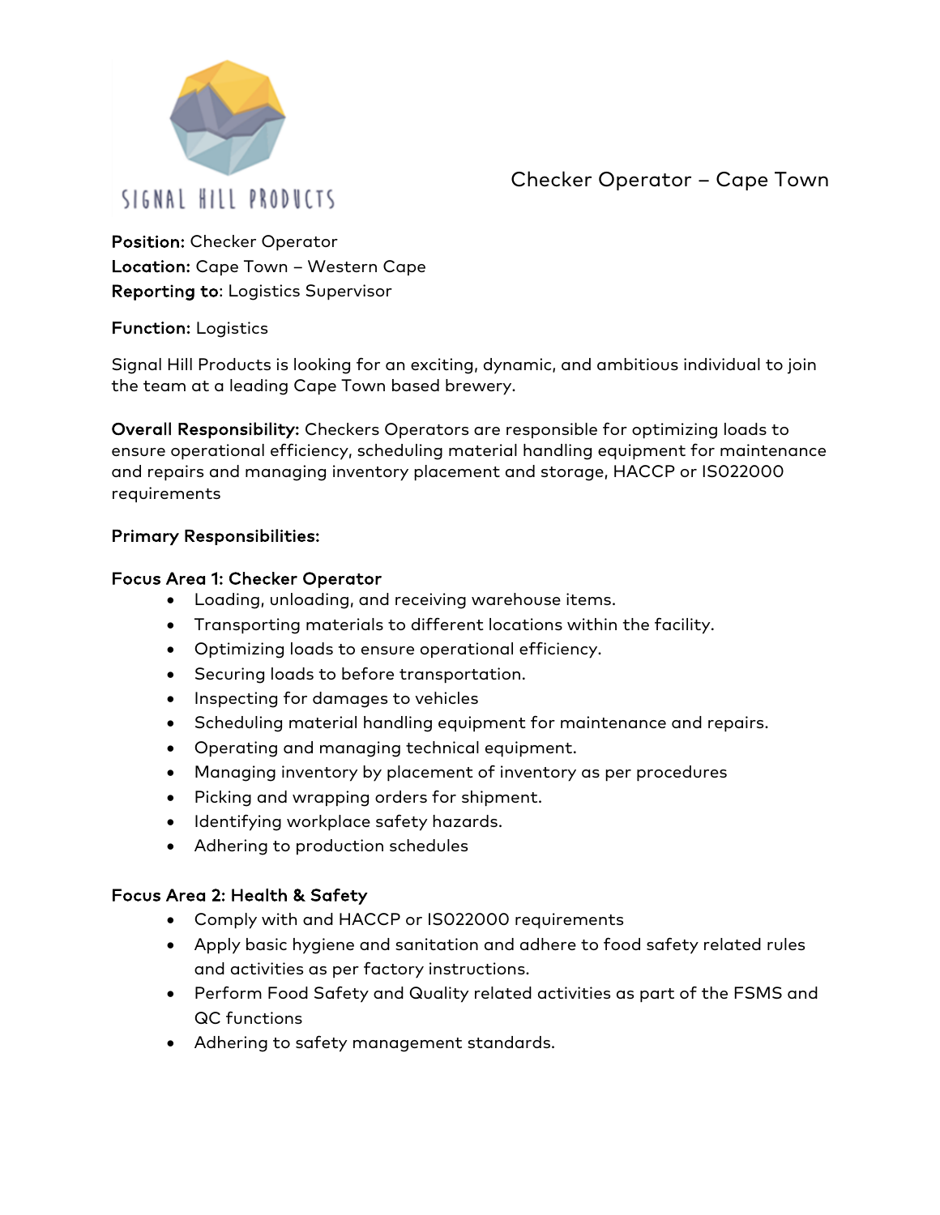SIGNAL HILL PRODUCTS

# Checker Operator – Cape Town

**Position:** Checker Operator
**Location:** Cape Town – Western Cape
**Reporting to**: Logistics Supervisor

**Function:** Logistics

Signal Hill Products is looking for an exciting, dynamic, and ambitious individual to join the team at a leading Cape Town based brewery.

**Overall Responsibility:** Checkers Operators are responsible for optimizing loads to ensure operational efficiency, scheduling material handling equipment for maintenance and repairs and managing inventory placement and storage, HACCP or IS022000 requirements

**Primary Responsibilities:**

**Focus Area 1: Checker Operator**

- Loading, unloading, and receiving warehouse items.
- Transporting materials to different locations within the facility.
- Optimizing loads to ensure operational efficiency.
- Securing loads to before transportation.
- Inspecting for damages to vehicles
- Scheduling material handling equipment for maintenance and repairs.
- Operating and managing technical equipment.
- Managing inventory by placement of inventory as per procedures
- Picking and wrapping orders for shipment.
- Identifying workplace safety hazards.
- Adhering to production schedules

**Focus Area 2: Health & Safety**

- Comply with and HACCP or IS022000 requirements
- Apply basic hygiene and sanitation and adhere to food safety related rules and activities as per factory instructions.
- Perform Food Safety and Quality related activities as part of the FSMS and QC functions
- Adhering to safety management standards.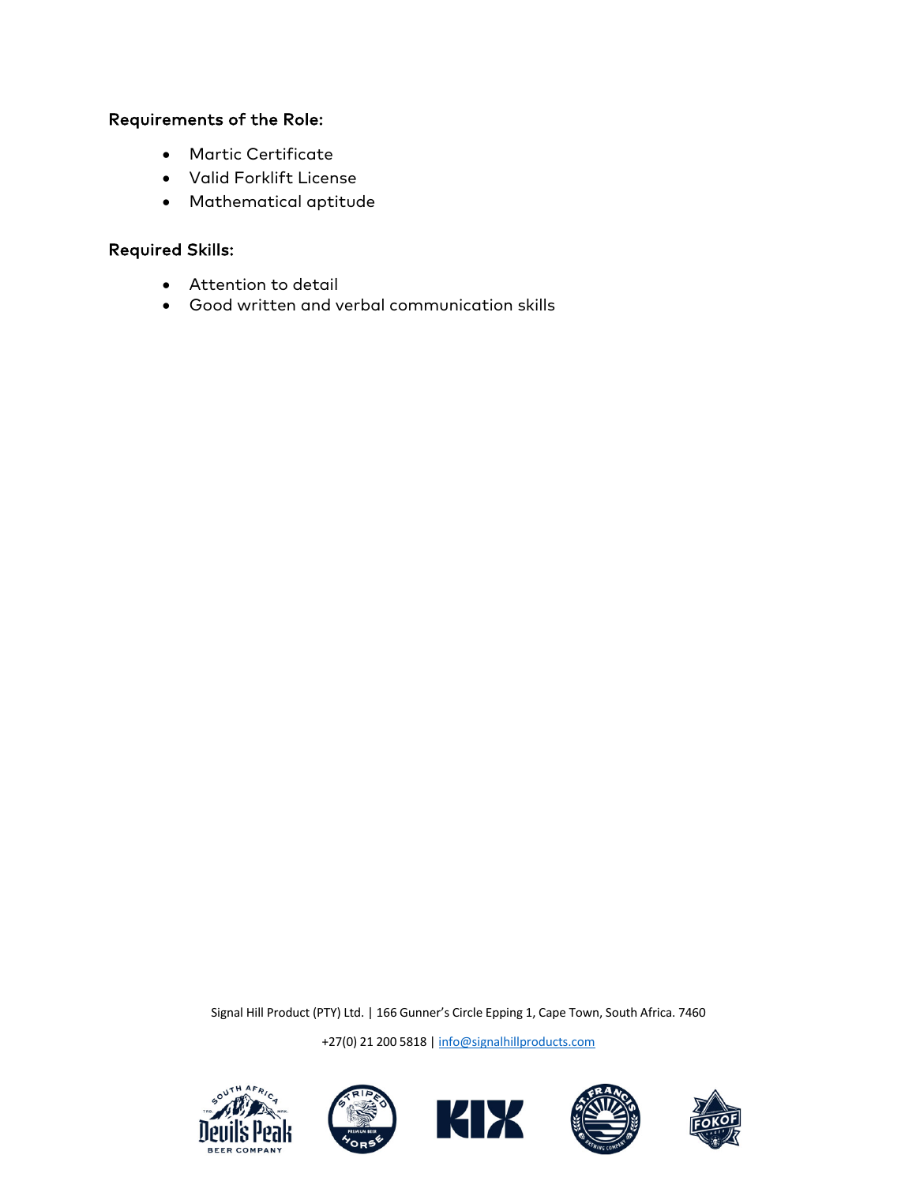**Requirements of the Role:**

- Martic Certificate
- Valid Forklift License
- Mathematical aptitude

**Required Skills:**

- Attention to detail
- Good written and verbal communication skills

Signal Hill Product (PTY) Ltd. | 166 Gunner's Circle Epping 1, Cape Town, South Africa. 7460

+27(0) 21 200 5818 | info@signalhillproducts.com